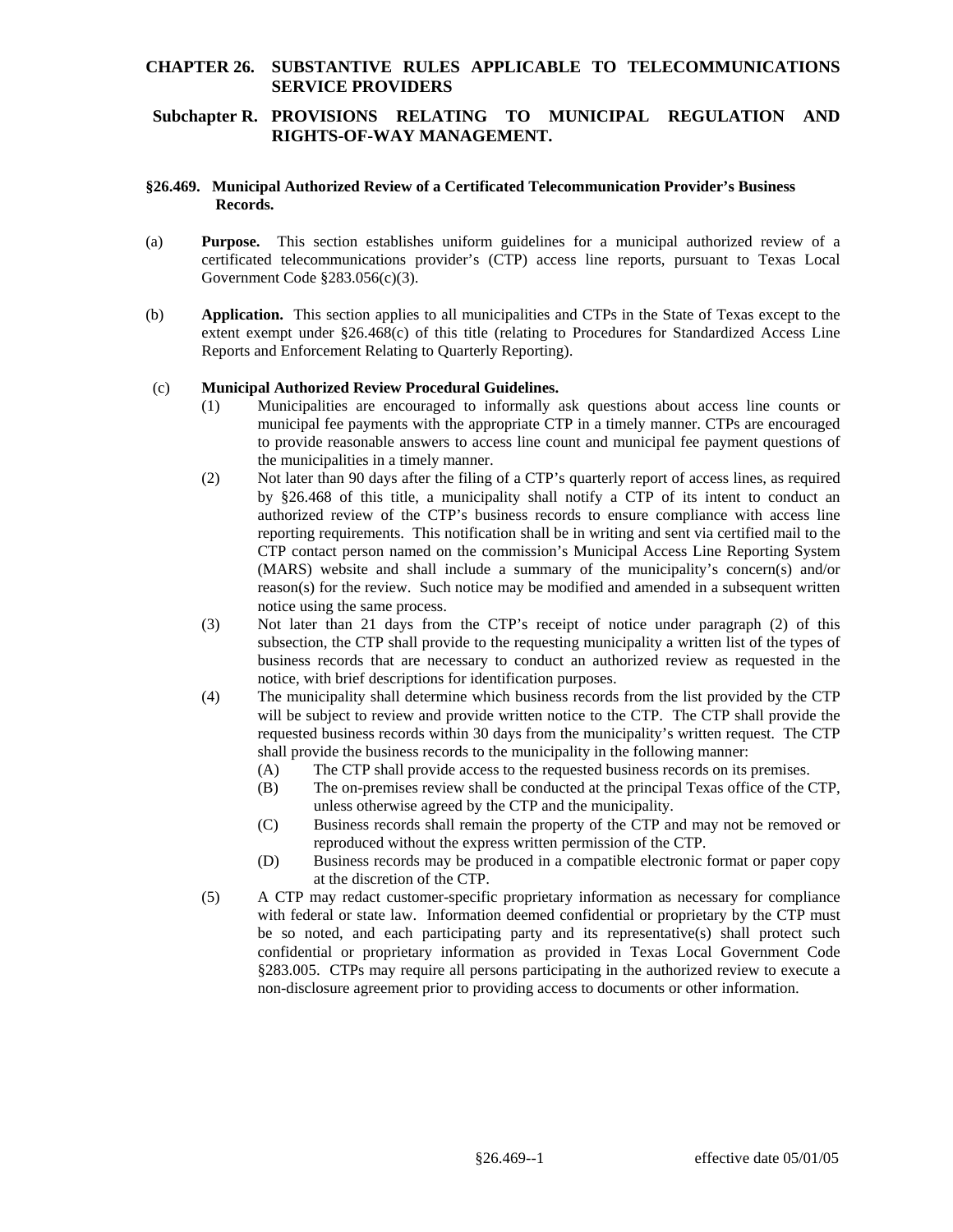# CHAPTER 26. SUBSTANTIVE RULES APPLICABLE TO TELECOMMUNICATIONS SERVICE PROVIDERS

## Subchapter R. PROVISIONS RELATING TO MUNICIPAL REGULATION AND RIGHTS-OF-WAY MANAGEMENT.

### §26.469. Municipal Authorized Review of a Certificated Telecommunication Provider's Business Records.

(a) **Purpose.** This section establishes uniform guidelines for a municipal authorized review of a certificated telecommunications provider's (CTP) access line reports, pursuant to Texas Local Government Code §283.056(c)(3).

(b) **Application.** This section applies to all municipalities and CTPs in the State of Texas except to the extent exempt under §26.468(c) of this title (relating to Procedures for Standardized Access Line Reports and Enforcement Relating to Quarterly Reporting).

(c) **Municipal Authorized Review Procedural Guidelines.**

(1) Municipalities are encouraged to informally ask questions about access line counts or municipal fee payments with the appropriate CTP in a timely manner. CTPs are encouraged to provide reasonable answers to access line count and municipal fee payment questions of the municipalities in a timely manner.

(2) Not later than 90 days after the filing of a CTP's quarterly report of access lines, as required by §26.468 of this title, a municipality shall notify a CTP of its intent to conduct an authorized review of the CTP's business records to ensure compliance with access line reporting requirements. This notification shall be in writing and sent via certified mail to the CTP contact person named on the commission's Municipal Access Line Reporting System (MARS) website and shall include a summary of the municipality's concern(s) and/or reason(s) for the review. Such notice may be modified and amended in a subsequent written notice using the same process.

(3) Not later than 21 days from the CTP's receipt of notice under paragraph (2) of this subsection, the CTP shall provide to the requesting municipality a written list of the types of business records that are necessary to conduct an authorized review as requested in the notice, with brief descriptions for identification purposes.

(4) The municipality shall determine which business records from the list provided by the CTP will be subject to review and provide written notice to the CTP. The CTP shall provide the requested business records within 30 days from the municipality's written request. The CTP shall provide the business records to the municipality in the following manner:

(A) The CTP shall provide access to the requested business records on its premises.

(B) The on-premises review shall be conducted at the principal Texas office of the CTP, unless otherwise agreed by the CTP and the municipality.

(C) Business records shall remain the property of the CTP and may not be removed or reproduced without the express written permission of the CTP.

(D) Business records may be produced in a compatible electronic format or paper copy at the discretion of the CTP.

(5) A CTP may redact customer-specific proprietary information as necessary for compliance with federal or state law. Information deemed confidential or proprietary by the CTP must be so noted, and each participating party and its representative(s) shall protect such confidential or proprietary information as provided in Texas Local Government Code §283.005. CTPs may require all persons participating in the authorized review to execute a non-disclosure agreement prior to providing access to documents or other information.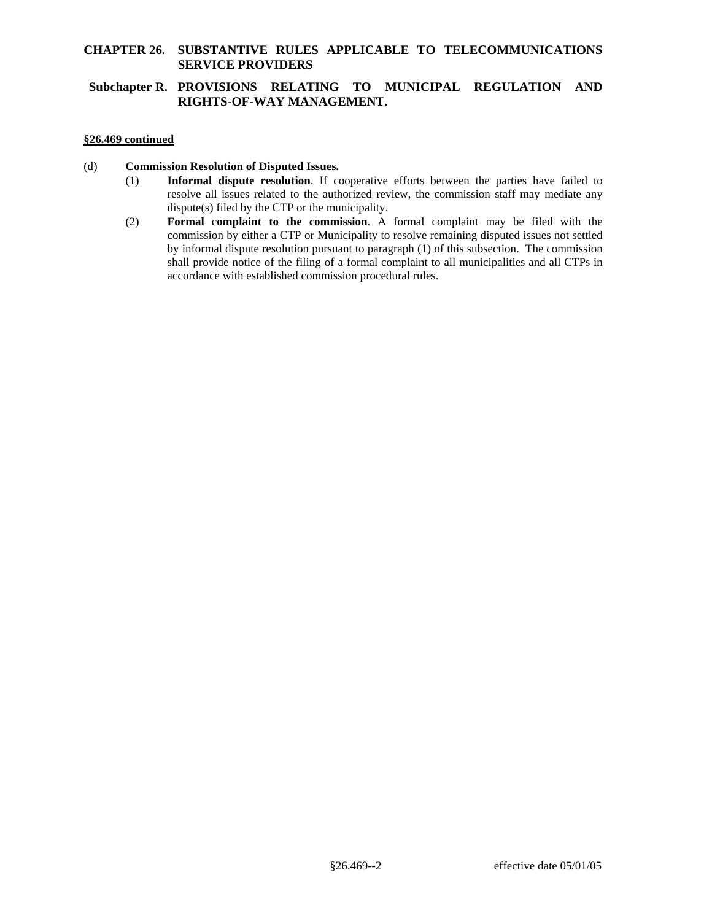**§26.469 continued**

(d) **Commission Resolution of Disputed Issues.**

(1) **Informal dispute resolution**. If cooperative efforts between the parties have failed to resolve all issues related to the authorized review, the commission staff may mediate any dispute(s) filed by the CTP or the municipality.

(2) **Formal** c**omplaint to the commission**. A formal complaint may be filed with the commission by either a CTP or Municipality to resolve remaining disputed issues not settled by informal dispute resolution pursuant to paragraph (1) of this subsection. The commission shall provide notice of the filing of a formal complaint to all municipalities and all CTPs in accordance with established commission procedural rules.